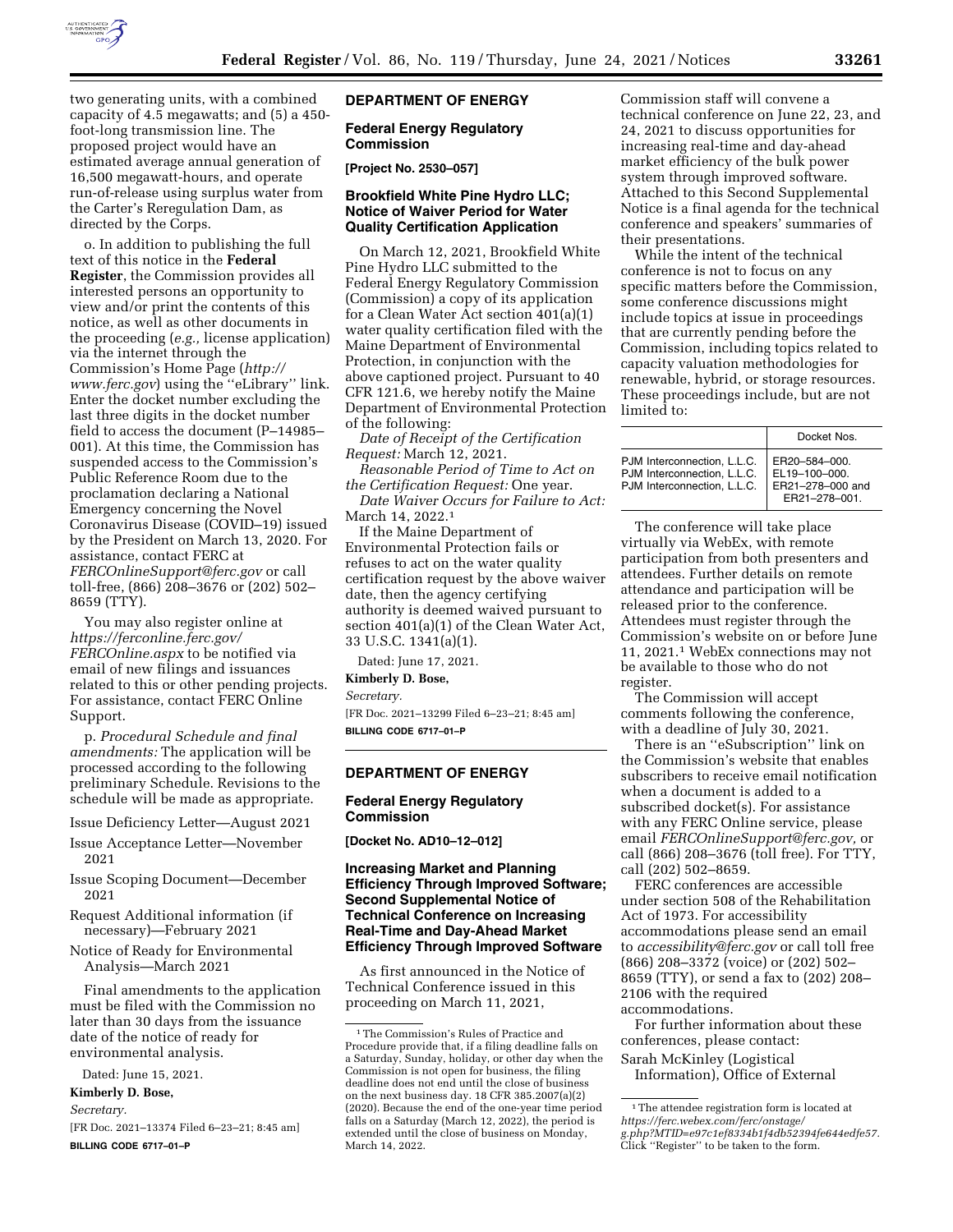two generating units, with a combined capacity of 4.5 megawatts; and (5) a 450-foot-long transmission line. The proposed project would have an estimated average annual generation of 16,500 megawatt-hours, and operate run-of-release using surplus water from the Carter's Reregulation Dam, as directed by the Corps.

o. In addition to publishing the full text of this notice in the **Federal Register**, the Commission provides all interested persons an opportunity to view and/or print the contents of this notice, as well as other documents in the proceeding (*e.g.,* license application) via the internet through the Commission's Home Page (*http://www.ferc.gov*) using the ''eLibrary'' link. Enter the docket number excluding the last three digits in the docket number field to access the document (P–14985–001). At this time, the Commission has suspended access to the Commission's Public Reference Room due to the proclamation declaring a National Emergency concerning the Novel Coronavirus Disease (COVID–19) issued by the President on March 13, 2020. For assistance, contact FERC at *FERCOnlineSupport@ferc.gov* or call toll-free, (866) 208–3676 or (202) 502–8659 (TTY).

You may also register online at *https://ferconline.ferc.gov/FERCOnline.aspx* to be notified via email of new filings and issuances related to this or other pending projects. For assistance, contact FERC Online Support.

p. *Procedural Schedule and final amendments:* The application will be processed according to the following preliminary Schedule. Revisions to the schedule will be made as appropriate.

Issue Deficiency Letter—August 2021

Issue Acceptance Letter—November 2021

Issue Scoping Document—December 2021

Request Additional information (if necessary)—February 2021

Notice of Ready for Environmental Analysis—March 2021

Final amendments to the application must be filed with the Commission no later than 30 days from the issuance date of the notice of ready for environmental analysis.

Dated: June 15, 2021.

**Kimberly D. Bose,**

*Secretary.*

[FR Doc. 2021–13374 Filed 6–23–21; 8:45 am]

**BILLING CODE 6717–01–P**

## DEPARTMENT OF ENERGY

### Federal Energy Regulatory Commission

**[Project No. 2530–057]**

### Brookfield White Pine Hydro LLC; Notice of Waiver Period for Water Quality Certification Application

On March 12, 2021, Brookfield White Pine Hydro LLC submitted to the Federal Energy Regulatory Commission (Commission) a copy of its application for a Clean Water Act section 401(a)(1) water quality certification filed with the Maine Department of Environmental Protection, in conjunction with the above captioned project. Pursuant to 40 CFR 121.6, we hereby notify the Maine Department of Environmental Protection of the following:

*Date of Receipt of the Certification Request:* March 12, 2021.

*Reasonable Period of Time to Act on the Certification Request:* One year.

*Date Waiver Occurs for Failure to Act:* March 14, 2022.[1]

If the Maine Department of Environmental Protection fails or refuses to act on the water quality certification request by the above waiver date, then the agency certifying authority is deemed waived pursuant to section 401(a)(1) of the Clean Water Act, 33 U.S.C. 1341(a)(1).

Dated: June 17, 2021.

**Kimberly D. Bose,**

*Secretary.*

[FR Doc. 2021–13299 Filed 6–23–21; 8:45 am]

**BILLING CODE 6717–01–P**

[1] The Commission's Rules of Practice and Procedure provide that, if a filing deadline falls on a Saturday, Sunday, holiday, or other day when the Commission is not open for business, the filing deadline does not end until the close of business on the next business day. 18 CFR 385.2007(a)(2) (2020). Because the end of the one-year time period falls on a Saturday (March 12, 2022), the period is extended until the close of business on Monday, March 14, 2022.

## DEPARTMENT OF ENERGY

### Federal Energy Regulatory Commission

**[Docket No. AD10–12–012]**

### Increasing Market and Planning Efficiency Through Improved Software; Second Supplemental Notice of Technical Conference on Increasing Real-Time and Day-Ahead Market Efficiency Through Improved Software

As first announced in the Notice of Technical Conference issued in this proceeding on March 11, 2021, Commission staff will convene a technical conference on June 22, 23, and 24, 2021 to discuss opportunities for increasing real-time and day-ahead market efficiency of the bulk power system through improved software. Attached to this Second Supplemental Notice is a final agenda for the technical conference and speakers' summaries of their presentations.

While the intent of the technical conference is not to focus on any specific matters before the Commission, some conference discussions might include topics at issue in proceedings that are currently pending before the Commission, including topics related to capacity valuation methodologies for renewable, hybrid, or storage resources. These proceedings include, but are not limited to:

| | Docket Nos. |
|---|---|
| PJM Interconnection, L.L.C. | ER20–584–000. |
| PJM Interconnection, L.L.C. | EL19–100–000. |
| PJM Interconnection, L.L.C. | ER21–278–000 and ER21–278–001. |

The conference will take place virtually via WebEx, with remote participation from both presenters and attendees. Further details on remote attendance and participation will be released prior to the conference. Attendees must register through the Commission's website on or before June 11, 2021.[1] WebEx connections may not be available to those who do not register.

The Commission will accept comments following the conference, with a deadline of July 30, 2021.

There is an ''eSubscription'' link on the Commission's website that enables subscribers to receive email notification when a document is added to a subscribed docket(s). For assistance with any FERC Online service, please email *FERCOnlineSupport@ferc.gov,* or call (866) 208–3676 (toll free). For TTY, call (202) 502–8659.

FERC conferences are accessible under section 508 of the Rehabilitation Act of 1973. For accessibility accommodations please send an email to *accessibility@ferc.gov* or call toll free (866) 208–3372 (voice) or (202) 502–8659 (TTY), or send a fax to (202) 208–2106 with the required accommodations.

For further information about these conferences, please contact:

Sarah McKinley (Logistical Information), Office of External

[1] The attendee registration form is located at *https://ferc.webex.com/ferc/onstage/g.php?MTID=e97c1ef8334b1f4db52394fe644edfe57.* Click ''Register'' to be taken to the form.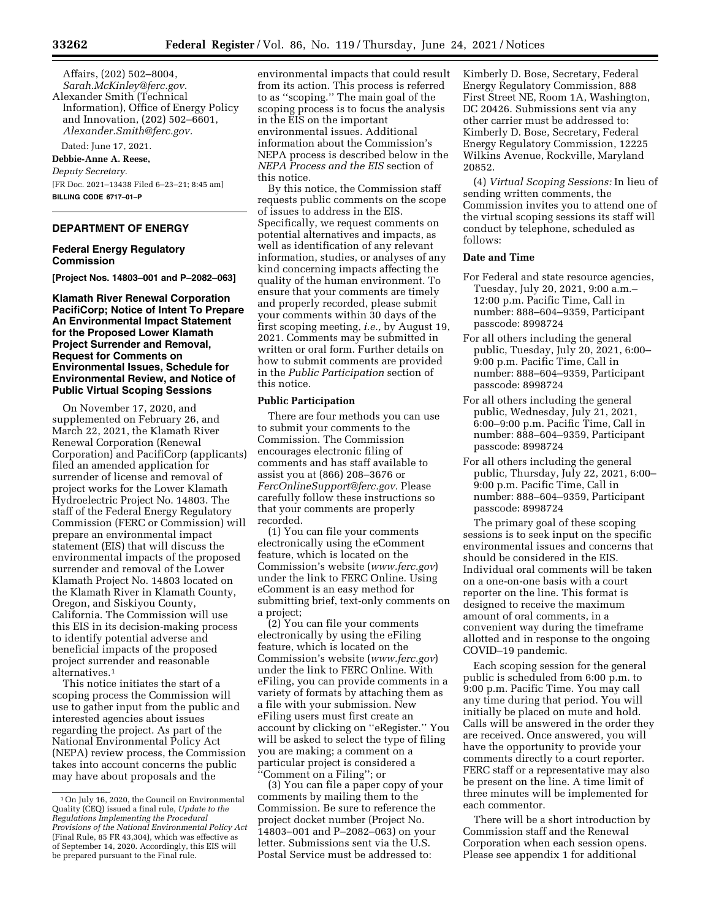Affairs, (202) 502–8004, *Sarah.McKinley@ferc.gov.*

Alexander Smith (Technical Information), Office of Energy Policy and Innovation, (202) 502–6601, *Alexander.Smith@ferc.gov.*

Dated: June 17, 2021.

**Debbie-Anne A. Reese,**

*Deputy Secretary.*

[FR Doc. 2021–13438 Filed 6–23–21; 8:45 am]

**BILLING CODE 6717–01–P**

---

## DEPARTMENT OF ENERGY

### Federal Energy Regulatory Commission

**[Project Nos. 14803–001 and P–2082–063]**

### Klamath River Renewal Corporation PacifiCorp; Notice of Intent To Prepare An Environmental Impact Statement for the Proposed Lower Klamath Project Surrender and Removal, Request for Comments on Environmental Issues, Schedule for Environmental Review, and Notice of Public Virtual Scoping Sessions

On November 17, 2020, and supplemented on February 26, and March 22, 2021, the Klamath River Renewal Corporation (Renewal Corporation) and PacifiCorp (applicants) filed an amended application for surrender of license and removal of project works for the Lower Klamath Hydroelectric Project No. 14803. The staff of the Federal Energy Regulatory Commission (FERC or Commission) will prepare an environmental impact statement (EIS) that will discuss the environmental impacts of the proposed surrender and removal of the Lower Klamath Project No. 14803 located on the Klamath River in Klamath County, Oregon, and Siskiyou County, California. The Commission will use this EIS in its decision-making process to identify potential adverse and beneficial impacts of the proposed project surrender and reasonable alternatives.[1]

This notice initiates the start of a scoping process the Commission will use to gather input from the public and interested agencies about issues regarding the project. As part of the National Environmental Policy Act (NEPA) review process, the Commission takes into account concerns the public may have about proposals and the environmental impacts that could result from its action. This process is referred to as ''scoping.'' The main goal of the scoping process is to focus the analysis in the EIS on the important environmental issues. Additional information about the Commission's NEPA process is described below in the *NEPA Process and the EIS* section of this notice.

By this notice, the Commission staff requests public comments on the scope of issues to address in the EIS. Specifically, we request comments on potential alternatives and impacts, as well as identification of any relevant information, studies, or analyses of any kind concerning impacts affecting the quality of the human environment. To ensure that your comments are timely and properly recorded, please submit your comments within 30 days of the first scoping meeting, *i.e.,* by August 19, 2021. Comments may be submitted in written or oral form. Further details on how to submit comments are provided in the *Public Participation* section of this notice.

#### Public Participation

There are four methods you can use to submit your comments to the Commission. The Commission encourages electronic filing of comments and has staff available to assist you at (866) 208–3676 or *FercOnlineSupport@ferc.gov.* Please carefully follow these instructions so that your comments are properly recorded.

(1) You can file your comments electronically using the eComment feature, which is located on the Commission's website (*www.ferc.gov*) under the link to FERC Online. Using eComment is an easy method for submitting brief, text-only comments on a project;

(2) You can file your comments electronically by using the eFiling feature, which is located on the Commission's website (*www.ferc.gov*) under the link to FERC Online. With eFiling, you can provide comments in a variety of formats by attaching them as a file with your submission. New eFiling users must first create an account by clicking on ''eRegister.'' You will be asked to select the type of filing you are making; a comment on a particular project is considered a ''Comment on a Filing''; or

(3) You can file a paper copy of your comments by mailing them to the Commission. Be sure to reference the project docket number (Project No. 14803–001 and P–2082–063) on your letter. Submissions sent via the U.S. Postal Service must be addressed to: Kimberly D. Bose, Secretary, Federal Energy Regulatory Commission, 888 First Street NE, Room 1A, Washington, DC 20426. Submissions sent via any other carrier must be addressed to: Kimberly D. Bose, Secretary, Federal Energy Regulatory Commission, 12225 Wilkins Avenue, Rockville, Maryland 20852.

(4) *Virtual Scoping Sessions:* In lieu of sending written comments, the Commission invites you to attend one of the virtual scoping sessions its staff will conduct by telephone, scheduled as follows:

#### Date and Time

- For Federal and state resource agencies, Tuesday, July 20, 2021, 9:00 a.m.–12:00 p.m. Pacific Time, Call in number: 888–604–9359, Participant passcode: 8998724
- For all others including the general public, Tuesday, July 20, 2021, 6:00–9:00 p.m. Pacific Time, Call in number: 888–604–9359, Participant passcode: 8998724
- For all others including the general public, Wednesday, July 21, 2021, 6:00–9:00 p.m. Pacific Time, Call in number: 888–604–9359, Participant passcode: 8998724
- For all others including the general public, Thursday, July 22, 2021, 6:00–9:00 p.m. Pacific Time, Call in number: 888–604–9359, Participant passcode: 8998724

The primary goal of these scoping sessions is to seek input on the specific environmental issues and concerns that should be considered in the EIS. Individual oral comments will be taken on a one-on-one basis with a court reporter on the line. This format is designed to receive the maximum amount of oral comments, in a convenient way during the timeframe allotted and in response to the ongoing COVID–19 pandemic.

Each scoping session for the general public is scheduled from 6:00 p.m. to 9:00 p.m. Pacific Time. You may call any time during that period. You will initially be placed on mute and hold. Calls will be answered in the order they are received. Once answered, you will have the opportunity to provide your comments directly to a court reporter. FERC staff or a representative may also be present on the line. A time limit of three minutes will be implemented for each commentor.

There will be a short introduction by Commission staff and the Renewal Corporation when each session opens. Please see appendix 1 for additional

---

[1] On July 16, 2020, the Council on Environmental Quality (CEQ) issued a final rule, *Update to the Regulations Implementing the Procedural Provisions of the National Environmental Policy Act* (Final Rule, 85 FR 43,304), which was effective as of September 14, 2020. Accordingly, this EIS will be prepared pursuant to the Final rule.